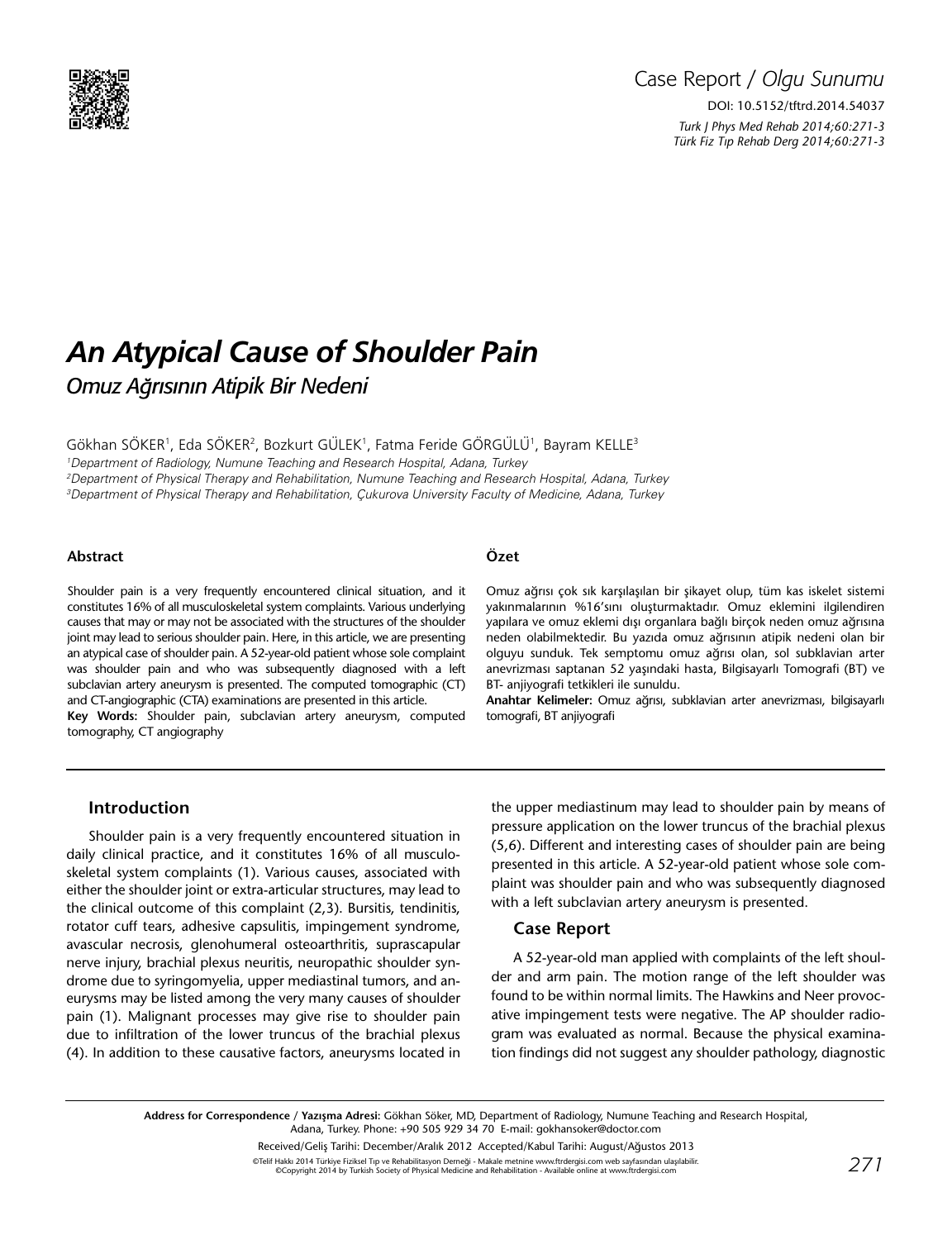Case Report / *Olgu Sunumu*

DOI: 10.5152/tftrd.2014.54037

# *An Atypical Cause of Shoulder Pain*

## *Omuz Ağrısının Atipik Bir Nedeni*

Gökhan SÖKER[1], Eda SÖKER[2], Bozkurt GÜLEK[1], Fatma Feride GÖRGÜLÜ[1], Bayram KELLE[3]

[1]*Department of Radiology, Numune Teaching and Research Hospital, Adana, Turkey*
[2]*Department of Physical Therapy and Rehabilitation, Numune Teaching and Research Hospital, Adana, Turkey*
[3]*Department of Physical Therapy and Rehabilitation, Çukurova University Faculty of Medicine, Adana, Turkey*

### Abstract

Shoulder pain is a very frequently encountered clinical situation, and it constitutes 16% of all musculoskeletal system complaints. Various underlying causes that may or may not be associated with the structures of the shoulder joint may lead to serious shoulder pain. Here, in this article, we are presenting an atypical case of shoulder pain. A 52-year-old patient whose sole complaint was shoulder pain and who was subsequently diagnosed with a left subclavian artery aneurysm is presented. The computed tomographic (CT) and CT-angiographic (CTA) examinations are presented in this article.

**Key Words:** Shoulder pain, subclavian artery aneurysm, computed tomography, CT angiography

### Özet

Omuz ağrısı çok sık karşılaşılan bir şikayet olup, tüm kas iskelet sistemi yakınmalarının %16'sını oluşturmaktadır. Omuz eklemini ilgilendiren yapılara ve omuz eklemi dışı organlara bağlı birçok neden omuz ağrısına neden olabilmektedir. Bu yazıda omuz ağrısının atipik nedeni olan bir olguyu sunduk. Tek semptomu omuz ağrısı olan, sol subklavian arter anevrizması saptanan 52 yaşındaki hasta, Bilgisayarlı Tomografi (BT) ve BT- anjiyografi tetkikleri ile sunuldu.

**Anahtar Kelimeler:** Omuz ağrısı, subklavian arter anevrizması, bilgisayarlı tomografi, BT anjiyografi

## Introduction

Shoulder pain is a very frequently encountered situation in daily clinical practice, and it constitutes 16% of all musculoskeletal system complaints (1). Various causes, associated with either the shoulder joint or extra-articular structures, may lead to the clinical outcome of this complaint (2,3). Bursitis, tendinitis, rotator cuff tears, adhesive capsulitis, impingement syndrome, avascular necrosis, glenohumeral osteoarthritis, suprascapular nerve injury, brachial plexus neuritis, neuropathic shoulder syndrome due to syringomyelia, upper mediastinal tumors, and aneurysms may be listed among the very many causes of shoulder pain (1). Malignant processes may give rise to shoulder pain due to infiltration of the lower truncus of the brachial plexus (4). In addition to these causative factors, aneurysms located in the upper mediastinum may lead to shoulder pain by means of pressure application on the lower truncus of the brachial plexus (5,6). Different and interesting cases of shoulder pain are being presented in this article. A 52-year-old patient whose sole complaint was shoulder pain and who was subsequently diagnosed with a left subclavian artery aneurysm is presented.

## Case Report

A 52-year-old man applied with complaints of the left shoulder and arm pain. The motion range of the left shoulder was found to be within normal limits. The Hawkins and Neer provocative impingement tests were negative. The AP shoulder radiogram was evaluated as normal. Because the physical examination findings did not suggest any shoulder pathology, diagnostic

**Address for Correspondence / Yazışma Adresi:** Gökhan Söker, MD, Department of Radiology, Numune Teaching and Research Hospital, Adana, Turkey. Phone: +90 505 929 34 70 E-mail: gokhansoker@doctor.com

Received/Geliş Tarihi: December/Aralık 2012 Accepted/Kabul Tarihi: August/Ağustos 2013

©Telif Hakkı 2014 Türkiye Fiziksel Tıp ve Rehabilitasyon Derneği - Makale metnine www.ftrdergisi.com web sayfasından ulaşılabilir.
©Copyright 2014 by Turkish Society of Physical Medicine and Rehabilitation - Available online at www.ftrdergisi.com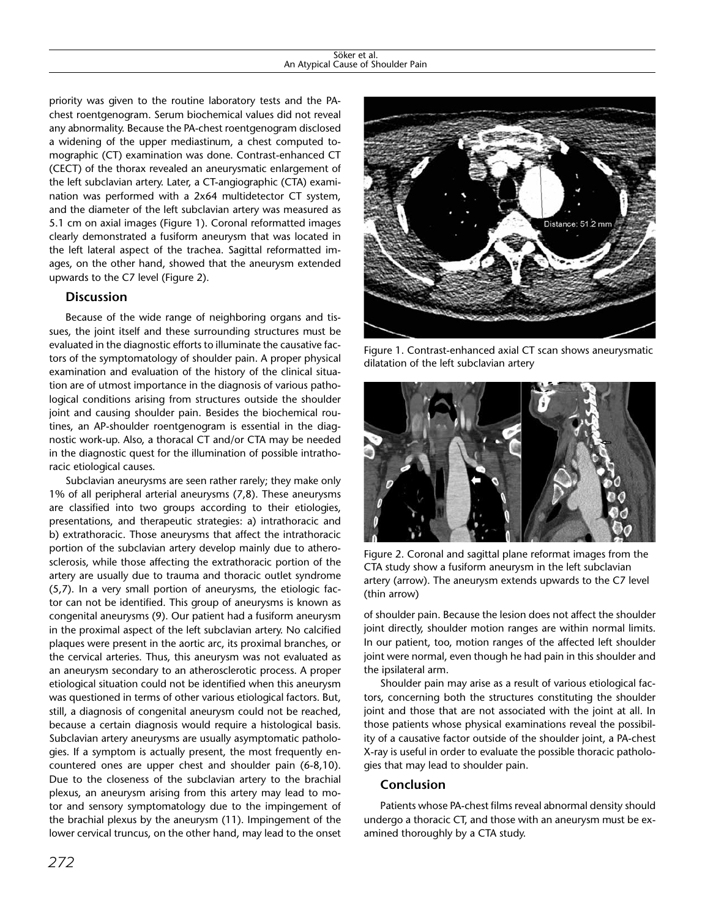priority was given to the routine laboratory tests and the PA-chest roentgenogram. Serum biochemical values did not reveal any abnormality. Because the PA-chest roentgenogram disclosed a widening of the upper mediastinum, a chest computed tomographic (CT) examination was done. Contrast-enhanced CT (CECT) of the thorax revealed an aneurysmatic enlargement of the left subclavian artery. Later, a CT-angiographic (CTA) examination was performed with a 2x64 multidetector CT system, and the diameter of the left subclavian artery was measured as 5.1 cm on axial images (Figure 1). Coronal reformatted images clearly demonstrated a fusiform aneurysm that was located in the left lateral aspect of the trachea. Sagittal reformatted images, on the other hand, showed that the aneurysm extended upwards to the C7 level (Figure 2).

## Discussion

Because of the wide range of neighboring organs and tissues, the joint itself and these surrounding structures must be evaluated in the diagnostic efforts to illuminate the causative factors of the symptomatology of shoulder pain. A proper physical examination and evaluation of the history of the clinical situation are of utmost importance in the diagnosis of various pathological conditions arising from structures outside the shoulder joint and causing shoulder pain. Besides the biochemical routines, an AP-shoulder roentgenogram is essential in the diagnostic work-up. Also, a thoracal CT and/or CTA may be needed in the diagnostic quest for the illumination of possible intrathoracic etiological causes.

Subclavian aneurysms are seen rather rarely; they make only 1% of all peripheral arterial aneurysms (7,8). These aneurysms are classified into two groups according to their etiologies, presentations, and therapeutic strategies: a) intrathoracic and b) extrathoracic. Those aneurysms that affect the intrathoracic portion of the subclavian artery develop mainly due to atherosclerosis, while those affecting the extrathoracic portion of the artery are usually due to trauma and thoracic outlet syndrome (5,7). In a very small portion of aneurysms, the etiologic factor can not be identified. This group of aneurysms is known as congenital aneurysms (9). Our patient had a fusiform aneurysm in the proximal aspect of the left subclavian artery. No calcified plaques were present in the aortic arc, its proximal branches, or the cervical arteries. Thus, this aneurysm was not evaluated as an aneurysm secondary to an atherosclerotic process. A proper etiological situation could not be identified when this aneurysm was questioned in terms of other various etiological factors. But, still, a diagnosis of congenital aneurysm could not be reached, because a certain diagnosis would require a histological basis. Subclavian artery aneurysms are usually asymptomatic pathologies. If a symptom is actually present, the most frequently encountered ones are upper chest and shoulder pain (6-8,10). Due to the closeness of the subclavian artery to the brachial plexus, an aneurysm arising from this artery may lead to motor and sensory symptomatology due to the impingement of the brachial plexus by the aneurysm (11). Impingement of the lower cervical truncus, on the other hand, may lead to the onset of shoulder pain. Because the lesion does not affect the shoulder joint directly, shoulder motion ranges are within normal limits. In our patient, too, motion ranges of the affected left shoulder joint were normal, even though he had pain in this shoulder and the ipsilateral arm.

Figure 1. Contrast-enhanced axial CT scan shows aneurysmatic dilatation of the left subclavian artery

Figure 2. Coronal and sagittal plane reformat images from the CTA study show a fusiform aneurysm in the left subclavian artery (arrow). The aneurysm extends upwards to the C7 level (thin arrow)

Shoulder pain may arise as a result of various etiological factors, concerning both the structures constituting the shoulder joint and those that are not associated with the joint at all. In those patients whose physical examinations reveal the possibility of a causative factor outside of the shoulder joint, a PA-chest X-ray is useful in order to evaluate the possible thoracic pathologies that may lead to shoulder pain.

## Conclusion

Patients whose PA-chest films reveal abnormal density should undergo a thoracic CT, and those with an aneurysm must be examined thoroughly by a CTA study.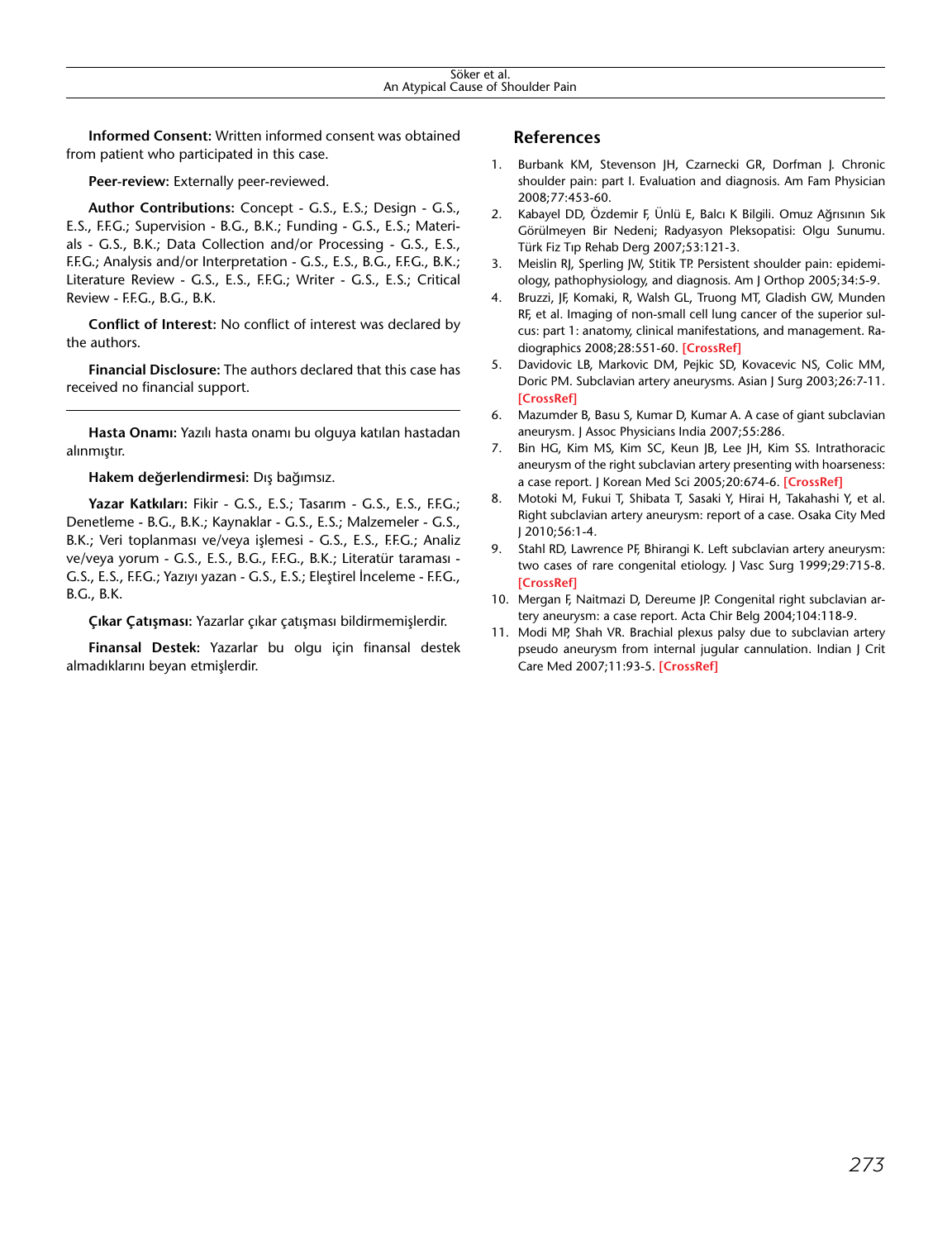**Informed Consent:** Written informed consent was obtained from patient who participated in this case.

**Peer-review:** Externally peer-reviewed.

**Author Contributions:** Concept - G.S., E.S.; Design - G.S., E.S., F.F.G.; Supervision - B.G., B.K.; Funding - G.S., E.S.; Materials - G.S., B.K.; Data Collection and/or Processing - G.S., E.S., F.F.G.; Analysis and/or Interpretation - G.S., E.S., B.G., F.F.G., B.K.; Literature Review - G.S., E.S., F.F.G.; Writer - G.S., E.S.; Critical Review - F.F.G., B.G., B.K.

**Conflict of Interest:** No conflict of interest was declared by the authors.

**Financial Disclosure:** The authors declared that this case has received no financial support.

---

**Hasta Onamı:** Yazılı hasta onamı bu olguya katılan hastadan alınmıştır.

**Hakem değerlendirmesi:** Dış bağımsız.

**Yazar Katkıları:** Fikir - G.S., E.S.; Tasarım - G.S., E.S., F.F.G.; Denetleme - B.G., B.K.; Kaynaklar - G.S., E.S.; Malzemeler - G.S., B.K.; Veri toplanması ve/veya işlemesi - G.S., E.S., F.F.G.; Analiz ve/veya yorum - G.S., E.S., B.G., F.F.G., B.K.; Literatür taraması - G.S., E.S., F.F.G.; Yazıyı yazan - G.S., E.S.; Eleştirel İnceleme - F.F.G., B.G., B.K.

**Çıkar Çatışması:** Yazarlar çıkar çatışması bildirmemişlerdir.

**Finansal Destek:** Yazarlar bu olgu için finansal destek almadıklarını beyan etmişlerdir.

## References

1. Burbank KM, Stevenson JH, Czarnecki GR, Dorfman J. Chronic shoulder pain: part I. Evaluation and diagnosis. Am Fam Physician 2008;77:453-60.
2. Kabayel DD, Özdemir F, Ünlü E, Balcı K Bilgili. Omuz Ağrısının Sık Görülmeyen Bir Nedeni; Radyasyon Pleksopatisi: Olgu Sunumu. Türk Fiz Tıp Rehab Derg 2007;53:121-3.
3. Meislin RJ, Sperling JW, Stitik TP. Persistent shoulder pain: epidemiology, pathophysiology, and diagnosis. Am J Orthop 2005;34:5-9.
4. Bruzzi, JF, Komaki, R, Walsh GL, Truong MT, Gladish GW, Munden RF, et al. Imaging of non-small cell lung cancer of the superior sulcus: part 1: anatomy, clinical manifestations, and management. Radiographics 2008;28:551-60. [CrossRef]
5. Davidovic LB, Markovic DM, Pejkic SD, Kovacevic NS, Colic MM, Doric PM. Subclavian artery aneurysms. Asian J Surg 2003;26:7-11. [CrossRef]
6. Mazumder B, Basu S, Kumar D, Kumar A. A case of giant subclavian aneurysm. J Assoc Physicians India 2007;55:286.
7. Bin HG, Kim MS, Kim SC, Keun JB, Lee JH, Kim SS. Intrathoracic aneurysm of the right subclavian artery presenting with hoarseness: a case report. J Korean Med Sci 2005;20:674-6. [CrossRef]
8. Motoki M, Fukui T, Shibata T, Sasaki Y, Hirai H, Takahashi Y, et al. Right subclavian artery aneurysm: report of a case. Osaka City Med J 2010;56:1-4.
9. Stahl RD, Lawrence PF, Bhirangi K. Left subclavian artery aneurysm: two cases of rare congenital etiology. J Vasc Surg 1999;29:715-8. [CrossRef]
10. Mergan F, Naitmazi D, Dereume JP. Congenital right subclavian artery aneurysm: a case report. Acta Chir Belg 2004;104:118-9.
11. Modi MP, Shah VR. Brachial plexus palsy due to subclavian artery pseudo aneurysm from internal jugular cannulation. Indian J Crit Care Med 2007;11:93-5. [CrossRef]